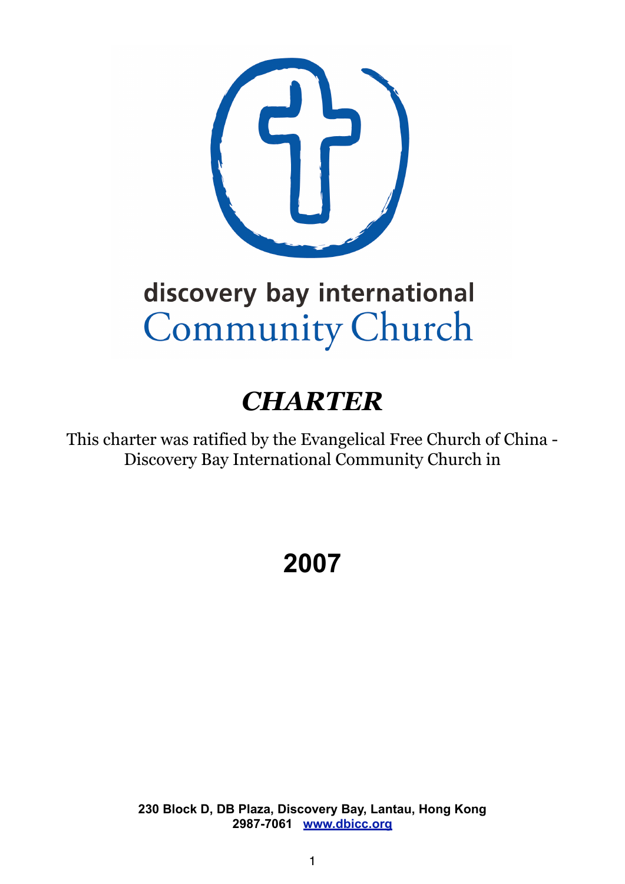discovery bay international
Community Church

# *CHARTER*

This charter was ratified by the Evangelical Free Church of China - Discovery Bay International Community Church in

# 2007

**230 Block D, DB Plaza, Discovery Bay, Lantau, Hong Kong**
**2987-7061 [www.dbicc.org](http://www.dbicc.org)**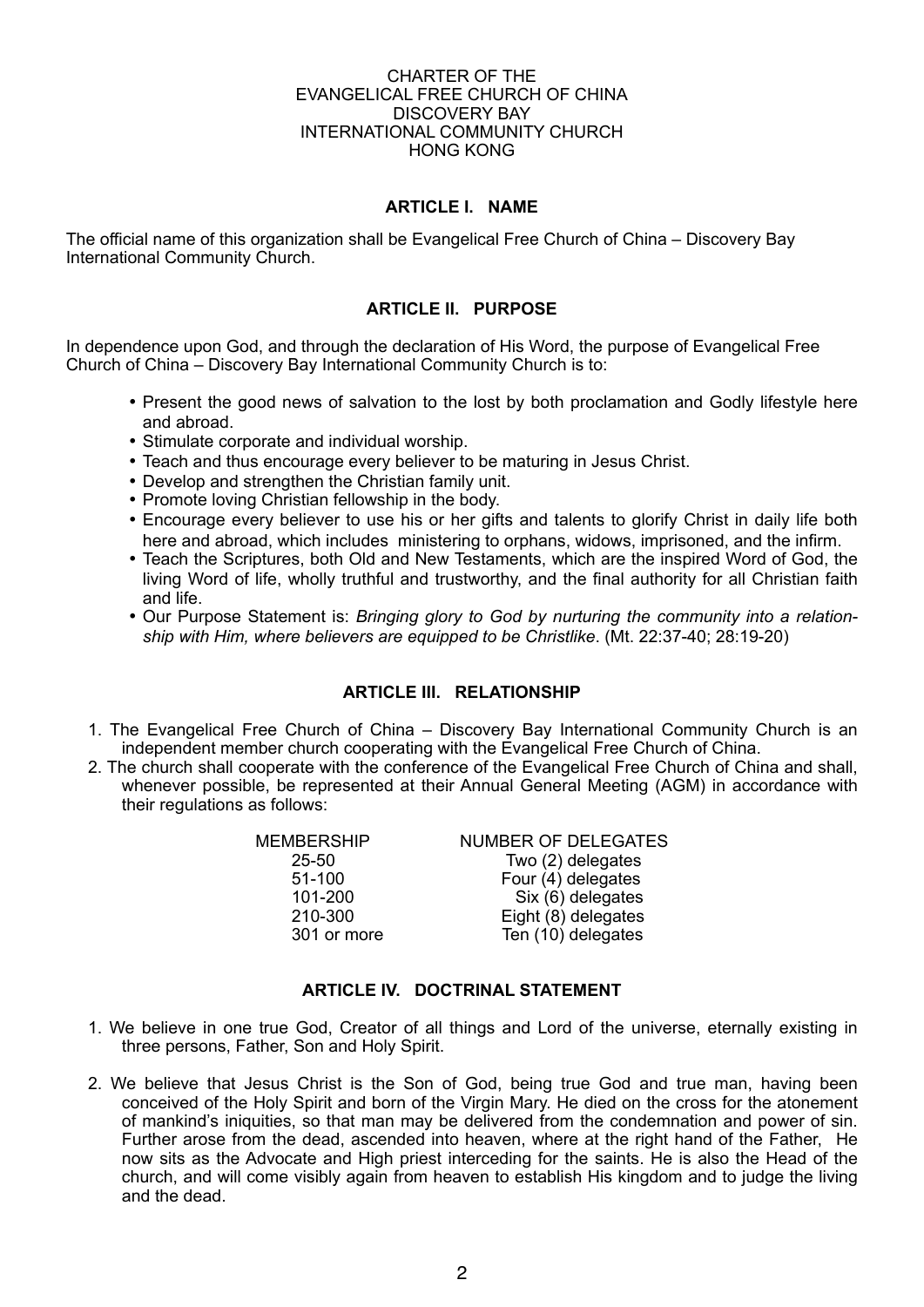# CHARTER OF THE EVANGELICAL FREE CHURCH OF CHINA DISCOVERY BAY INTERNATIONAL COMMUNITY CHURCH HONG KONG

## ARTICLE I. NAME

The official name of this organization shall be Evangelical Free Church of China – Discovery Bay International Community Church.

## ARTICLE II. PURPOSE

In dependence upon God, and through the declaration of His Word, the purpose of Evangelical Free Church of China – Discovery Bay International Community Church is to:

- Present the good news of salvation to the lost by both proclamation and Godly lifestyle here and abroad.
- Stimulate corporate and individual worship.
- Teach and thus encourage every believer to be maturing in Jesus Christ.
- Develop and strengthen the Christian family unit.
- Promote loving Christian fellowship in the body.
- Encourage every believer to use his or her gifts and talents to glorify Christ in daily life both here and abroad, which includes ministering to orphans, widows, imprisoned, and the infirm.
- Teach the Scriptures, both Old and New Testaments, which are the inspired Word of God, the living Word of life, wholly truthful and trustworthy, and the final authority for all Christian faith and life.
- Our Purpose Statement is: *Bringing glory to God by nurturing the community into a relationship with Him, where believers are equipped to be Christlike*. (Mt. 22:37-40; 28:19-20)

## ARTICLE III. RELATIONSHIP

1. The Evangelical Free Church of China – Discovery Bay International Community Church is an independent member church cooperating with the Evangelical Free Church of China.
2. The church shall cooperate with the conference of the Evangelical Free Church of China and shall, whenever possible, be represented at their Annual General Meeting (AGM) in accordance with their regulations as follows:

| MEMBERSHIP | NUMBER OF DELEGATES |
|---|---|
| 25-50 | Two (2) delegates |
| 51-100 | Four (4) delegates |
| 101-200 | Six (6) delegates |
| 210-300 | Eight (8) delegates |
| 301 or more | Ten (10) delegates |

## ARTICLE IV. DOCTRINAL STATEMENT

1. We believe in one true God, Creator of all things and Lord of the universe, eternally existing in three persons, Father, Son and Holy Spirit.

2. We believe that Jesus Christ is the Son of God, being true God and true man, having been conceived of the Holy Spirit and born of the Virgin Mary. He died on the cross for the atonement of mankind's iniquities, so that man may be delivered from the condemnation and power of sin. Further arose from the dead, ascended into heaven, where at the right hand of the Father, He now sits as the Advocate and High priest interceding for the saints. He is also the Head of the church, and will come visibly again from heaven to establish His kingdom and to judge the living and the dead.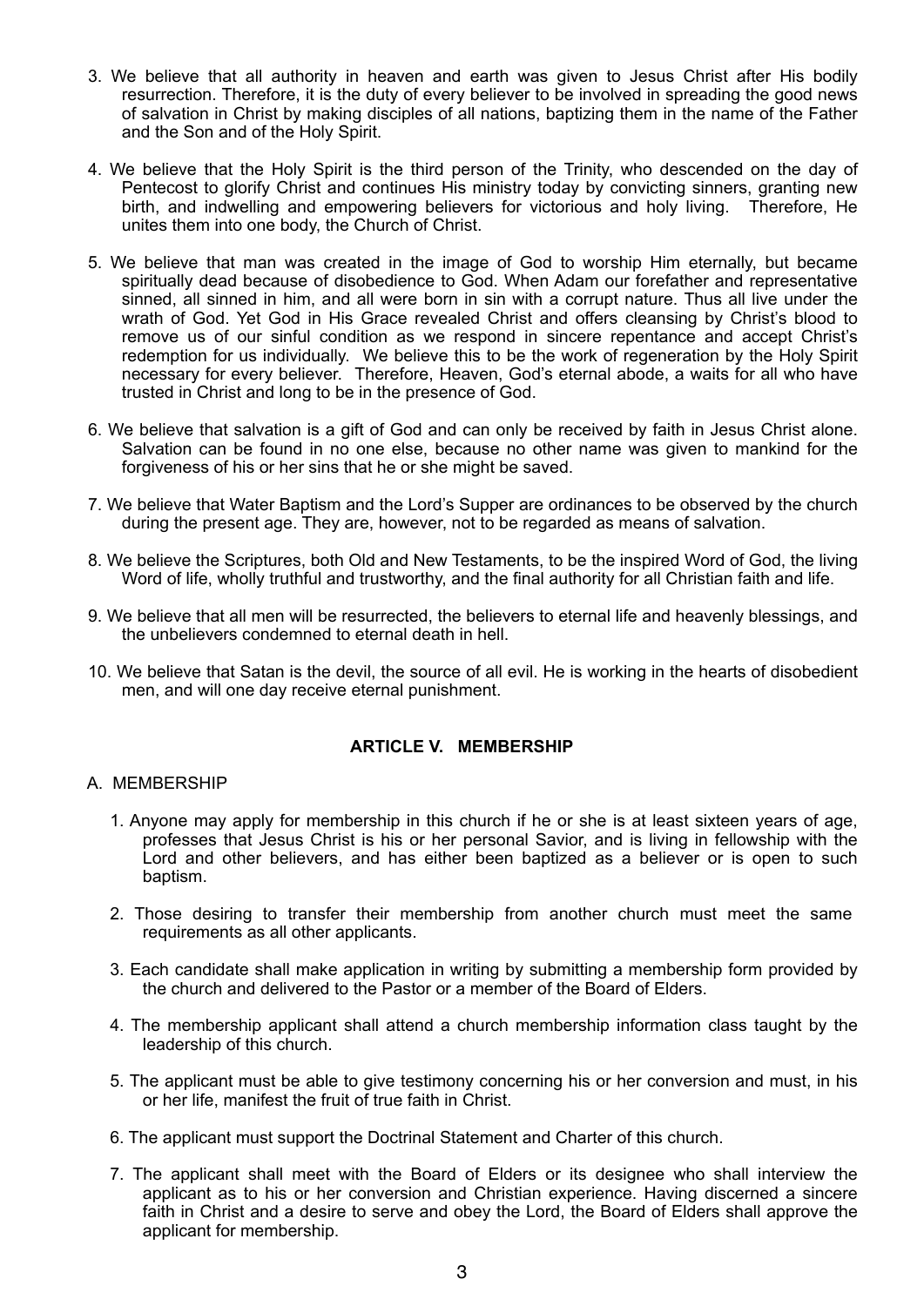3. We believe that all authority in heaven and earth was given to Jesus Christ after His bodily resurrection. Therefore, it is the duty of every believer to be involved in spreading the good news of salvation in Christ by making disciples of all nations, baptizing them in the name of the Father and the Son and of the Holy Spirit.

4. We believe that the Holy Spirit is the third person of the Trinity, who descended on the day of Pentecost to glorify Christ and continues His ministry today by convicting sinners, granting new birth, and indwelling and empowering believers for victorious and holy living. Therefore, He unites them into one body, the Church of Christ.

5. We believe that man was created in the image of God to worship Him eternally, but became spiritually dead because of disobedience to God. When Adam our forefather and representative sinned, all sinned in him, and all were born in sin with a corrupt nature. Thus all live under the wrath of God. Yet God in His Grace revealed Christ and offers cleansing by Christ's blood to remove us of our sinful condition as we respond in sincere repentance and accept Christ's redemption for us individually. We believe this to be the work of regeneration by the Holy Spirit necessary for every believer. Therefore, Heaven, God's eternal abode, a waits for all who have trusted in Christ and long to be in the presence of God.

6. We believe that salvation is a gift of God and can only be received by faith in Jesus Christ alone. Salvation can be found in no one else, because no other name was given to mankind for the forgiveness of his or her sins that he or she might be saved.

7. We believe that Water Baptism and the Lord's Supper are ordinances to be observed by the church during the present age. They are, however, not to be regarded as means of salvation.

8. We believe the Scriptures, both Old and New Testaments, to be the inspired Word of God, the living Word of life, wholly truthful and trustworthy, and the final authority for all Christian faith and life.

9. We believe that all men will be resurrected, the believers to eternal life and heavenly blessings, and the unbelievers condemned to eternal death in hell.

10. We believe that Satan is the devil, the source of all evil. He is working in the hearts of disobedient men, and will one day receive eternal punishment.

## ARTICLE V. MEMBERSHIP

A. MEMBERSHIP

1. Anyone may apply for membership in this church if he or she is at least sixteen years of age, professes that Jesus Christ is his or her personal Savior, and is living in fellowship with the Lord and other believers, and has either been baptized as a believer or is open to such baptism.

2. Those desiring to transfer their membership from another church must meet the same requirements as all other applicants.

3. Each candidate shall make application in writing by submitting a membership form provided by the church and delivered to the Pastor or a member of the Board of Elders.

4. The membership applicant shall attend a church membership information class taught by the leadership of this church.

5. The applicant must be able to give testimony concerning his or her conversion and must, in his or her life, manifest the fruit of true faith in Christ.

6. The applicant must support the Doctrinal Statement and Charter of this church.

7. The applicant shall meet with the Board of Elders or its designee who shall interview the applicant as to his or her conversion and Christian experience. Having discerned a sincere faith in Christ and a desire to serve and obey the Lord, the Board of Elders shall approve the applicant for membership.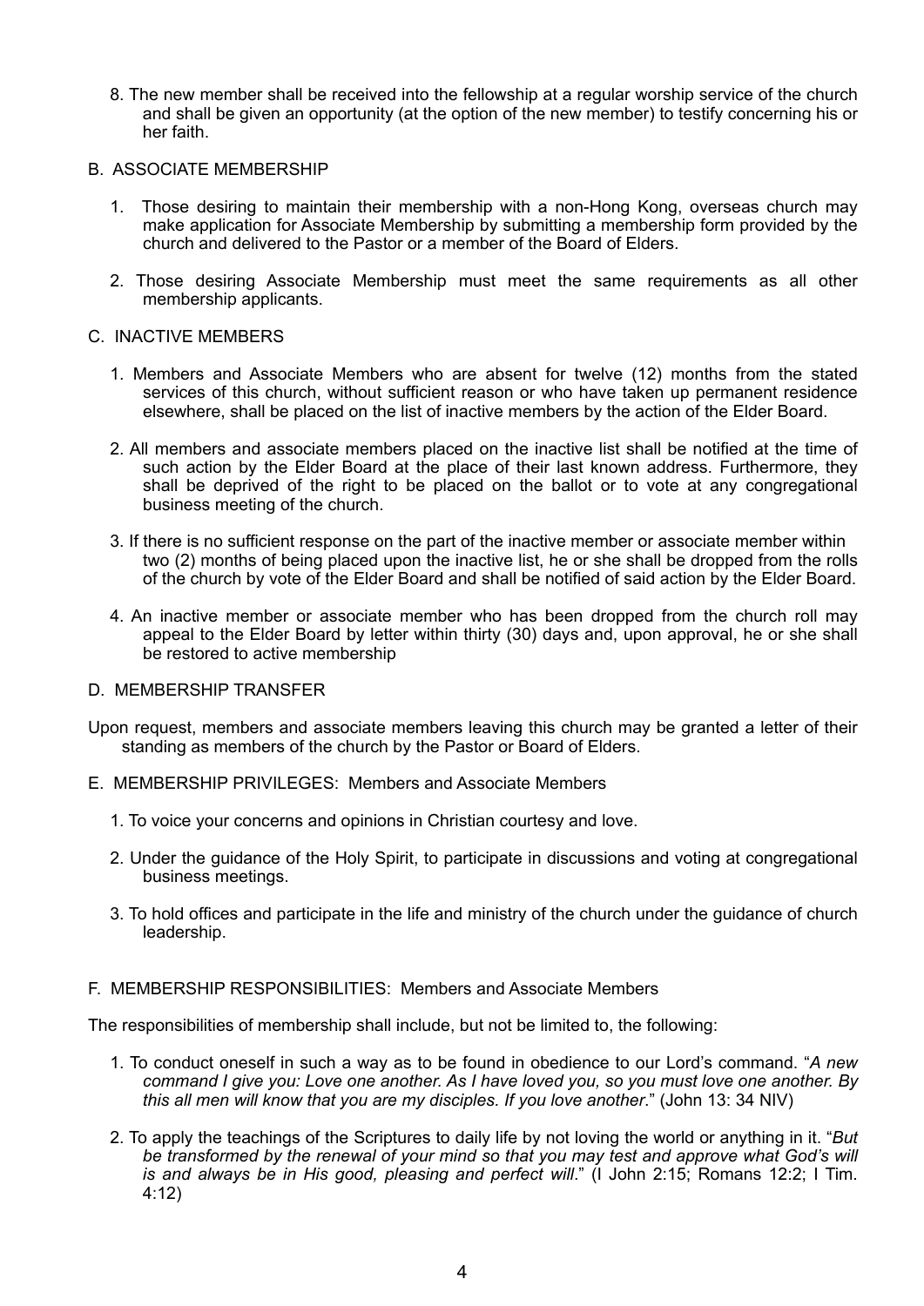8. The new member shall be received into the fellowship at a regular worship service of the church and shall be given an opportunity (at the option of the new member) to testify concerning his or her faith.

B. ASSOCIATE MEMBERSHIP

1. Those desiring to maintain their membership with a non-Hong Kong, overseas church may make application for Associate Membership by submitting a membership form provided by the church and delivered to the Pastor or a member of the Board of Elders.

2. Those desiring Associate Membership must meet the same requirements as all other membership applicants.

C. INACTIVE MEMBERS

1. Members and Associate Members who are absent for twelve (12) months from the stated services of this church, without sufficient reason or who have taken up permanent residence elsewhere, shall be placed on the list of inactive members by the action of the Elder Board.

2. All members and associate members placed on the inactive list shall be notified at the time of such action by the Elder Board at the place of their last known address. Furthermore, they shall be deprived of the right to be placed on the ballot or to vote at any congregational business meeting of the church.

3. If there is no sufficient response on the part of the inactive member or associate member within two (2) months of being placed upon the inactive list, he or she shall be dropped from the rolls of the church by vote of the Elder Board and shall be notified of said action by the Elder Board.

4. An inactive member or associate member who has been dropped from the church roll may appeal to the Elder Board by letter within thirty (30) days and, upon approval, he or she shall be restored to active membership

D. MEMBERSHIP TRANSFER

Upon request, members and associate members leaving this church may be granted a letter of their standing as members of the church by the Pastor or Board of Elders.

E. MEMBERSHIP PRIVILEGES: Members and Associate Members

1. To voice your concerns and opinions in Christian courtesy and love.

2. Under the guidance of the Holy Spirit, to participate in discussions and voting at congregational business meetings.

3. To hold offices and participate in the life and ministry of the church under the guidance of church leadership.

F. MEMBERSHIP RESPONSIBILITIES: Members and Associate Members

The responsibilities of membership shall include, but not be limited to, the following:

1. To conduct oneself in such a way as to be found in obedience to our Lord's command. "*A new command I give you: Love one another. As I have loved you, so you must love one another. By this all men will know that you are my disciples. If you love another*." (John 13: 34 NIV)

2. To apply the teachings of the Scriptures to daily life by not loving the world or anything in it. "*But be transformed by the renewal of your mind so that you may test and approve what God's will is and always be in His good, pleasing and perfect will*." (I John 2:15; Romans 12:2; I Tim. 4:12)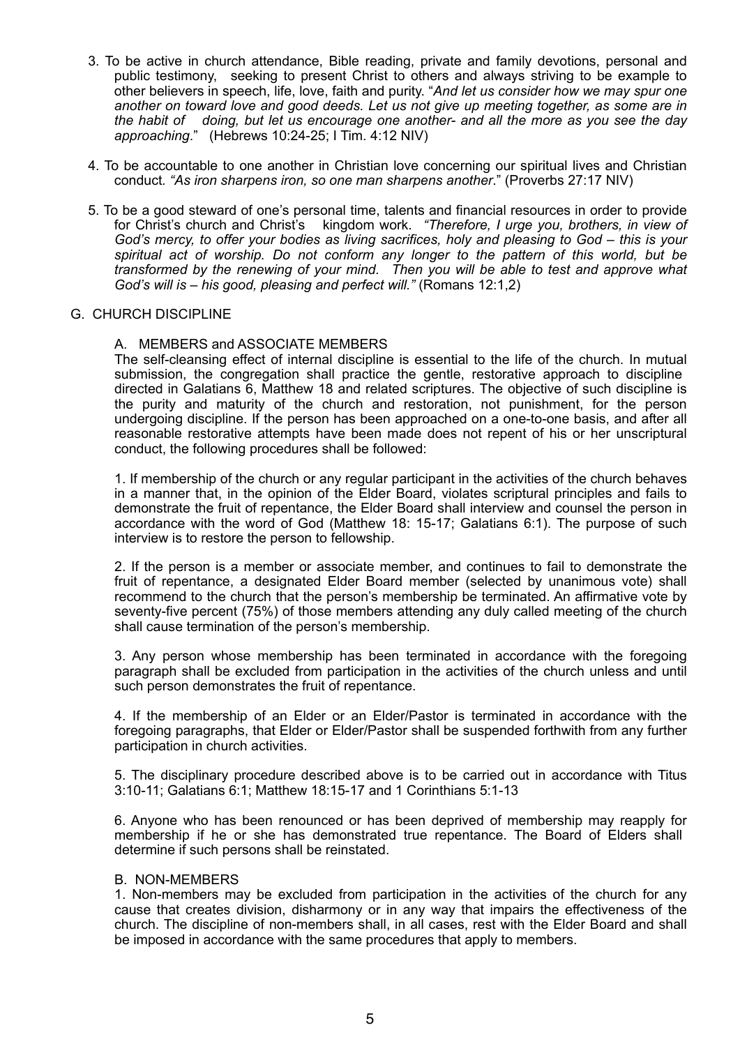3. To be active in church attendance, Bible reading, private and family devotions, personal and public testimony, seeking to present Christ to others and always striving to be example to other believers in speech, life, love, faith and purity. "*And let us consider how we may spur one another on toward love and good deeds. Let us not give up meeting together, as some are in the habit of doing, but let us encourage one another- and all the more as you see the day approaching*." (Hebrews 10:24-25; I Tim. 4:12 NIV)

4. To be accountable to one another in Christian love concerning our spiritual lives and Christian conduct. *"As iron sharpens iron, so one man sharpens another*." (Proverbs 27:17 NIV)

5. To be a good steward of one's personal time, talents and financial resources in order to provide for Christ's church and Christ's kingdom work. *"Therefore, I urge you, brothers, in view of God's mercy, to offer your bodies as living sacrifices, holy and pleasing to God – this is your spiritual act of worship. Do not conform any longer to the pattern of this world, but be transformed by the renewing of your mind. Then you will be able to test and approve what God's will is – his good, pleasing and perfect will."* (Romans 12:1,2)

## G. CHURCH DISCIPLINE

### A. MEMBERS and ASSOCIATE MEMBERS

The self-cleansing effect of internal discipline is essential to the life of the church. In mutual submission, the congregation shall practice the gentle, restorative approach to discipline directed in Galatians 6, Matthew 18 and related scriptures. The objective of such discipline is the purity and maturity of the church and restoration, not punishment, for the person undergoing discipline. If the person has been approached on a one-to-one basis, and after all reasonable restorative attempts have been made does not repent of his or her unscriptural conduct, the following procedures shall be followed:

1. If membership of the church or any regular participant in the activities of the church behaves in a manner that, in the opinion of the Elder Board, violates scriptural principles and fails to demonstrate the fruit of repentance, the Elder Board shall interview and counsel the person in accordance with the word of God (Matthew 18: 15-17; Galatians 6:1). The purpose of such interview is to restore the person to fellowship.

2. If the person is a member or associate member, and continues to fail to demonstrate the fruit of repentance, a designated Elder Board member (selected by unanimous vote) shall recommend to the church that the person's membership be terminated. An affirmative vote by seventy-five percent (75%) of those members attending any duly called meeting of the church shall cause termination of the person's membership.

3. Any person whose membership has been terminated in accordance with the foregoing paragraph shall be excluded from participation in the activities of the church unless and until such person demonstrates the fruit of repentance.

4. If the membership of an Elder or an Elder/Pastor is terminated in accordance with the foregoing paragraphs, that Elder or Elder/Pastor shall be suspended forthwith from any further participation in church activities.

5. The disciplinary procedure described above is to be carried out in accordance with Titus 3:10-11; Galatians 6:1; Matthew 18:15-17 and 1 Corinthians 5:1-13

6. Anyone who has been renounced or has been deprived of membership may reapply for membership if he or she has demonstrated true repentance. The Board of Elders shall determine if such persons shall be reinstated.

### B. NON-MEMBERS

1. Non-members may be excluded from participation in the activities of the church for any cause that creates division, disharmony or in any way that impairs the effectiveness of the church. The discipline of non-members shall, in all cases, rest with the Elder Board and shall be imposed in accordance with the same procedures that apply to members.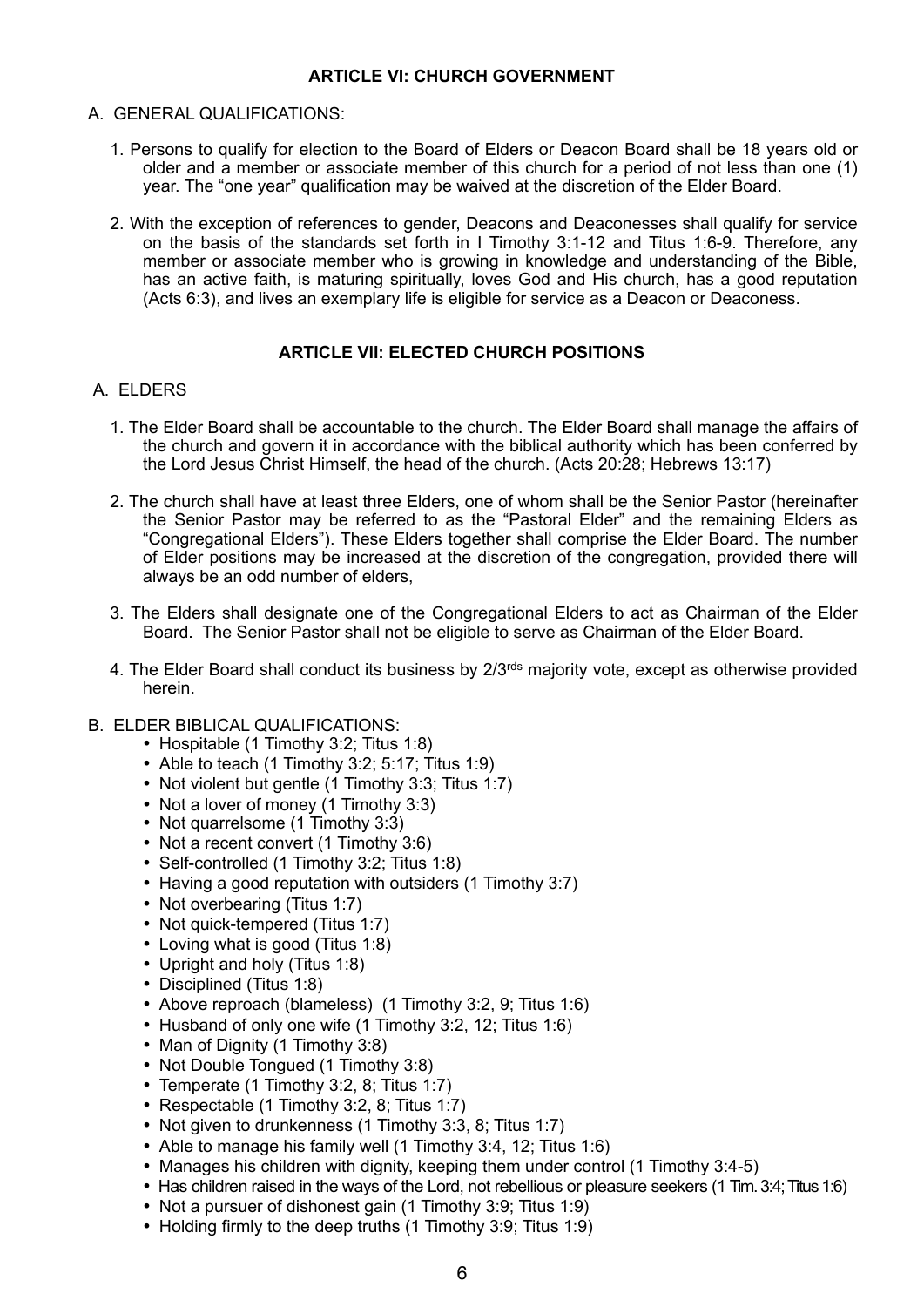## ARTICLE VI: CHURCH GOVERNMENT

A. GENERAL QUALIFICATIONS:

1. Persons to qualify for election to the Board of Elders or Deacon Board shall be 18 years old or older and a member or associate member of this church for a period of not less than one (1) year. The "one year" qualification may be waived at the discretion of the Elder Board.

2. With the exception of references to gender, Deacons and Deaconesses shall qualify for service on the basis of the standards set forth in I Timothy 3:1-12 and Titus 1:6-9. Therefore, any member or associate member who is growing in knowledge and understanding of the Bible, has an active faith, is maturing spiritually, loves God and His church, has a good reputation (Acts 6:3), and lives an exemplary life is eligible for service as a Deacon or Deaconess.

## ARTICLE VII: ELECTED CHURCH POSITIONS

A. ELDERS

1. The Elder Board shall be accountable to the church. The Elder Board shall manage the affairs of the church and govern it in accordance with the biblical authority which has been conferred by the Lord Jesus Christ Himself, the head of the church. (Acts 20:28; Hebrews 13:17)

2. The church shall have at least three Elders, one of whom shall be the Senior Pastor (hereinafter the Senior Pastor may be referred to as the "Pastoral Elder" and the remaining Elders as "Congregational Elders"). These Elders together shall comprise the Elder Board. The number of Elder positions may be increased at the discretion of the congregation, provided there will always be an odd number of elders,

3. The Elders shall designate one of the Congregational Elders to act as Chairman of the Elder Board. The Senior Pastor shall not be eligible to serve as Chairman of the Elder Board.

4. The Elder Board shall conduct its business by 2/3rds majority vote, except as otherwise provided herein.

B. ELDER BIBLICAL QUALIFICATIONS:

- Hospitable (1 Timothy 3:2; Titus 1:8)
- Able to teach (1 Timothy 3:2; 5:17; Titus 1:9)
- Not violent but gentle (1 Timothy 3:3; Titus 1:7)
- Not a lover of money (1 Timothy 3:3)
- Not quarrelsome (1 Timothy 3:3)
- Not a recent convert (1 Timothy 3:6)
- Self-controlled (1 Timothy 3:2; Titus 1:8)
- Having a good reputation with outsiders (1 Timothy 3:7)
- Not overbearing (Titus 1:7)
- Not quick-tempered (Titus 1:7)
- Loving what is good (Titus 1:8)
- Upright and holy (Titus 1:8)
- Disciplined (Titus 1:8)
- Above reproach (blameless) (1 Timothy 3:2, 9; Titus 1:6)
- Husband of only one wife (1 Timothy 3:2, 12; Titus 1:6)
- Man of Dignity (1 Timothy 3:8)
- Not Double Tongued (1 Timothy 3:8)
- Temperate (1 Timothy 3:2, 8; Titus 1:7)
- Respectable (1 Timothy 3:2, 8; Titus 1:7)
- Not given to drunkenness (1 Timothy 3:3, 8; Titus 1:7)
- Able to manage his family well (1 Timothy 3:4, 12; Titus 1:6)
- Manages his children with dignity, keeping them under control (1 Timothy 3:4-5)
- Has children raised in the ways of the Lord, not rebellious or pleasure seekers (1 Tim. 3:4; Titus 1:6)
- Not a pursuer of dishonest gain (1 Timothy 3:9; Titus 1:9)
- Holding firmly to the deep truths (1 Timothy 3:9; Titus 1:9)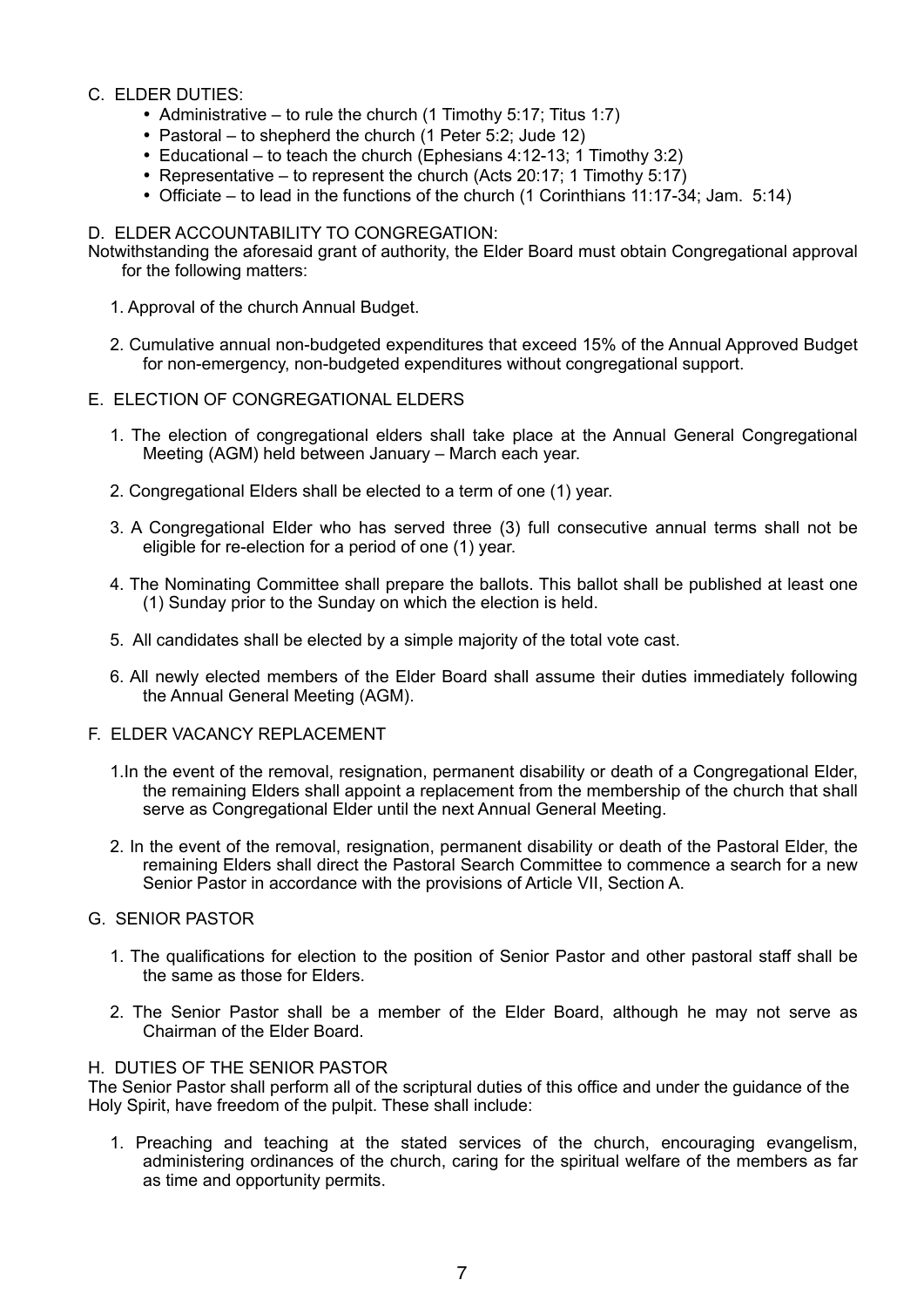C. ELDER DUTIES:

- Administrative – to rule the church (1 Timothy 5:17; Titus 1:7)
- Pastoral – to shepherd the church (1 Peter 5:2; Jude 12)
- Educational – to teach the church (Ephesians 4:12-13; 1 Timothy 3:2)
- Representative – to represent the church (Acts 20:17; 1 Timothy 5:17)
- Officiate – to lead in the functions of the church (1 Corinthians 11:17-34; Jam. 5:14)

D. ELDER ACCOUNTABILITY TO CONGREGATION:

Notwithstanding the aforesaid grant of authority, the Elder Board must obtain Congregational approval for the following matters:

1. Approval of the church Annual Budget.
2. Cumulative annual non-budgeted expenditures that exceed 15% of the Annual Approved Budget for non-emergency, non-budgeted expenditures without congregational support.

E. ELECTION OF CONGREGATIONAL ELDERS

1. The election of congregational elders shall take place at the Annual General Congregational Meeting (AGM) held between January – March each year.
2. Congregational Elders shall be elected to a term of one (1) year.
3. A Congregational Elder who has served three (3) full consecutive annual terms shall not be eligible for re-election for a period of one (1) year.
4. The Nominating Committee shall prepare the ballots. This ballot shall be published at least one (1) Sunday prior to the Sunday on which the election is held.
5. All candidates shall be elected by a simple majority of the total vote cast.
6. All newly elected members of the Elder Board shall assume their duties immediately following the Annual General Meeting (AGM).

F. ELDER VACANCY REPLACEMENT

1. In the event of the removal, resignation, permanent disability or death of a Congregational Elder, the remaining Elders shall appoint a replacement from the membership of the church that shall serve as Congregational Elder until the next Annual General Meeting.
2. In the event of the removal, resignation, permanent disability or death of the Pastoral Elder, the remaining Elders shall direct the Pastoral Search Committee to commence a search for a new Senior Pastor in accordance with the provisions of Article VII, Section A.

G. SENIOR PASTOR

1. The qualifications for election to the position of Senior Pastor and other pastoral staff shall be the same as those for Elders.
2. The Senior Pastor shall be a member of the Elder Board, although he may not serve as Chairman of the Elder Board.

H. DUTIES OF THE SENIOR PASTOR

The Senior Pastor shall perform all of the scriptural duties of this office and under the guidance of the Holy Spirit, have freedom of the pulpit. These shall include:

1. Preaching and teaching at the stated services of the church, encouraging evangelism, administering ordinances of the church, caring for the spiritual welfare of the members as far as time and opportunity permits.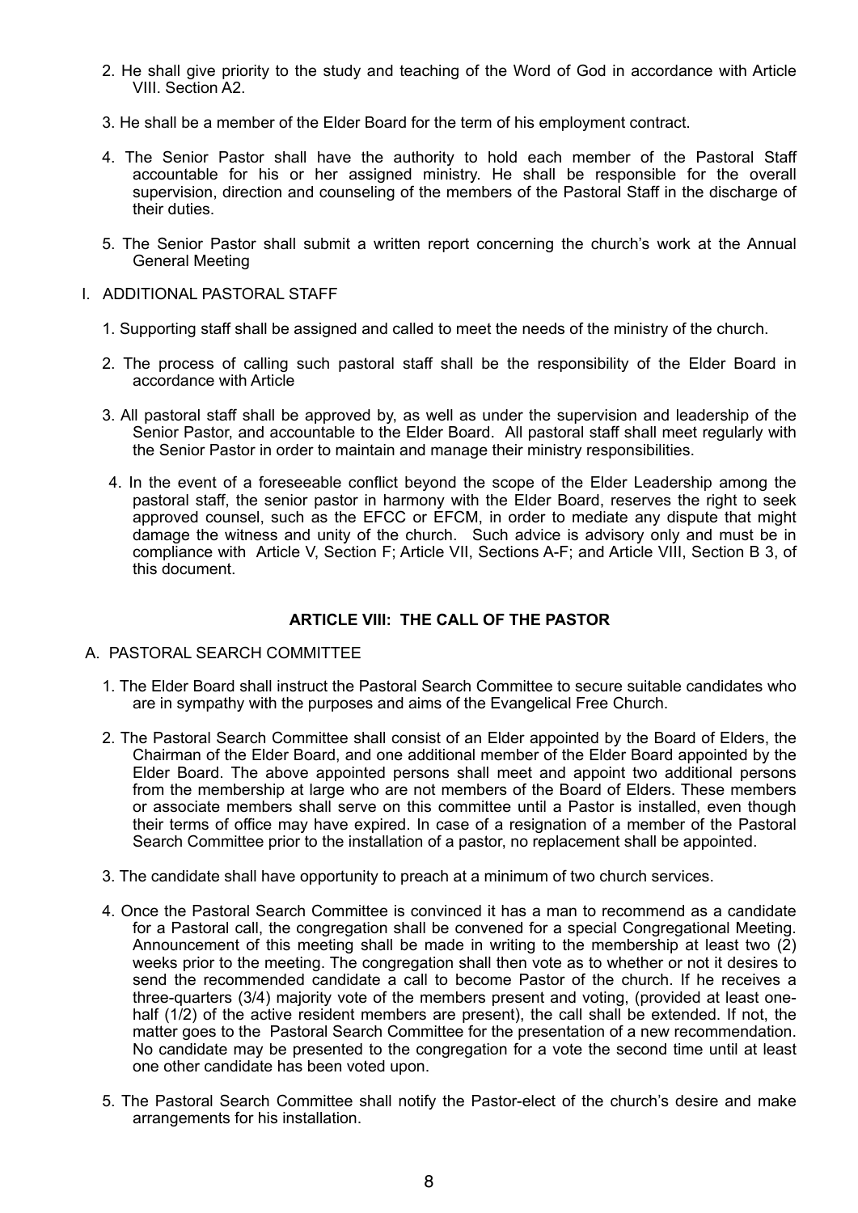2. He shall give priority to the study and teaching of the Word of God in accordance with Article VIII. Section A2.

3. He shall be a member of the Elder Board for the term of his employment contract.

4. The Senior Pastor shall have the authority to hold each member of the Pastoral Staff accountable for his or her assigned ministry. He shall be responsible for the overall supervision, direction and counseling of the members of the Pastoral Staff in the discharge of their duties.

5. The Senior Pastor shall submit a written report concerning the church's work at the Annual General Meeting

I. ADDITIONAL PASTORAL STAFF

1. Supporting staff shall be assigned and called to meet the needs of the ministry of the church.

2. The process of calling such pastoral staff shall be the responsibility of the Elder Board in accordance with Article

3. All pastoral staff shall be approved by, as well as under the supervision and leadership of the Senior Pastor, and accountable to the Elder Board. All pastoral staff shall meet regularly with the Senior Pastor in order to maintain and manage their ministry responsibilities.

4. In the event of a foreseeable conflict beyond the scope of the Elder Leadership among the pastoral staff, the senior pastor in harmony with the Elder Board, reserves the right to seek approved counsel, such as the EFCC or EFCM, in order to mediate any dispute that might damage the witness and unity of the church. Such advice is advisory only and must be in compliance with Article V, Section F; Article VII, Sections A-F; and Article VIII, Section B 3, of this document.

## ARTICLE VIII: THE CALL OF THE PASTOR

A. PASTORAL SEARCH COMMITTEE

1. The Elder Board shall instruct the Pastoral Search Committee to secure suitable candidates who are in sympathy with the purposes and aims of the Evangelical Free Church.

2. The Pastoral Search Committee shall consist of an Elder appointed by the Board of Elders, the Chairman of the Elder Board, and one additional member of the Elder Board appointed by the Elder Board. The above appointed persons shall meet and appoint two additional persons from the membership at large who are not members of the Board of Elders. These members or associate members shall serve on this committee until a Pastor is installed, even though their terms of office may have expired. In case of a resignation of a member of the Pastoral Search Committee prior to the installation of a pastor, no replacement shall be appointed.

3. The candidate shall have opportunity to preach at a minimum of two church services.

4. Once the Pastoral Search Committee is convinced it has a man to recommend as a candidate for a Pastoral call, the congregation shall be convened for a special Congregational Meeting. Announcement of this meeting shall be made in writing to the membership at least two (2) weeks prior to the meeting. The congregation shall then vote as to whether or not it desires to send the recommended candidate a call to become Pastor of the church. If he receives a three-quarters (3/4) majority vote of the members present and voting, (provided at least one-half (1/2) of the active resident members are present), the call shall be extended. If not, the matter goes to the Pastoral Search Committee for the presentation of a new recommendation. No candidate may be presented to the congregation for a vote the second time until at least one other candidate has been voted upon.

5. The Pastoral Search Committee shall notify the Pastor-elect of the church's desire and make arrangements for his installation.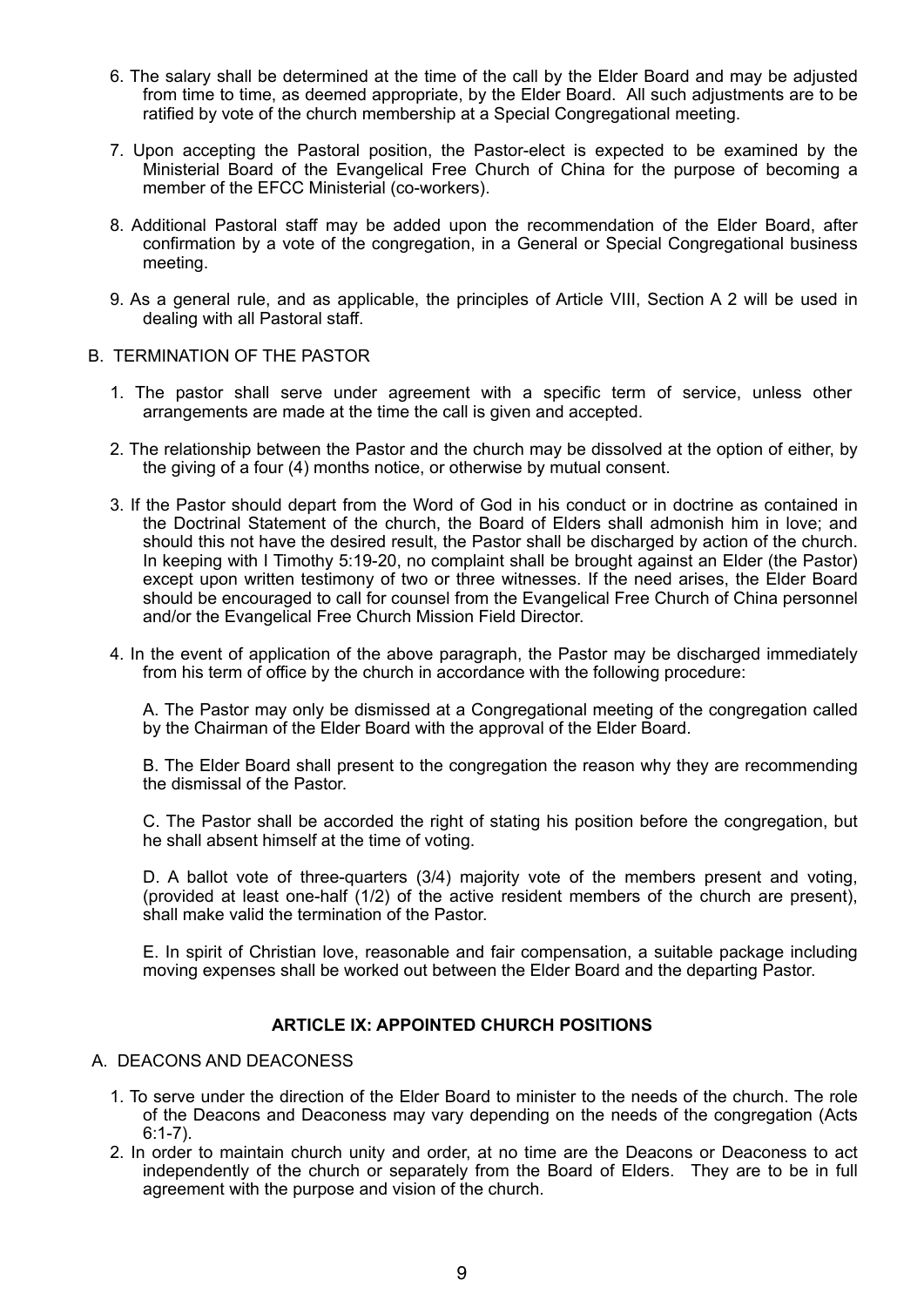6. The salary shall be determined at the time of the call by the Elder Board and may be adjusted from time to time, as deemed appropriate, by the Elder Board. All such adjustments are to be ratified by vote of the church membership at a Special Congregational meeting.

7. Upon accepting the Pastoral position, the Pastor-elect is expected to be examined by the Ministerial Board of the Evangelical Free Church of China for the purpose of becoming a member of the EFCC Ministerial (co-workers).

8. Additional Pastoral staff may be added upon the recommendation of the Elder Board, after confirmation by a vote of the congregation, in a General or Special Congregational business meeting.

9. As a general rule, and as applicable, the principles of Article VIII, Section A 2 will be used in dealing with all Pastoral staff.

B. TERMINATION OF THE PASTOR

1. The pastor shall serve under agreement with a specific term of service, unless other arrangements are made at the time the call is given and accepted.

2. The relationship between the Pastor and the church may be dissolved at the option of either, by the giving of a four (4) months notice, or otherwise by mutual consent.

3. If the Pastor should depart from the Word of God in his conduct or in doctrine as contained in the Doctrinal Statement of the church, the Board of Elders shall admonish him in love; and should this not have the desired result, the Pastor shall be discharged by action of the church. In keeping with I Timothy 5:19-20, no complaint shall be brought against an Elder (the Pastor) except upon written testimony of two or three witnesses. If the need arises, the Elder Board should be encouraged to call for counsel from the Evangelical Free Church of China personnel and/or the Evangelical Free Church Mission Field Director.

4. In the event of application of the above paragraph, the Pastor may be discharged immediately from his term of office by the church in accordance with the following procedure:

   A. The Pastor may only be dismissed at a Congregational meeting of the congregation called by the Chairman of the Elder Board with the approval of the Elder Board.

   B. The Elder Board shall present to the congregation the reason why they are recommending the dismissal of the Pastor.

   C. The Pastor shall be accorded the right of stating his position before the congregation, but he shall absent himself at the time of voting.

   D. A ballot vote of three-quarters (3/4) majority vote of the members present and voting, (provided at least one-half (1/2) of the active resident members of the church are present), shall make valid the termination of the Pastor.

   E. In spirit of Christian love, reasonable and fair compensation, a suitable package including moving expenses shall be worked out between the Elder Board and the departing Pastor.

## ARTICLE IX: APPOINTED CHURCH POSITIONS

A. DEACONS AND DEACONESS

1. To serve under the direction of the Elder Board to minister to the needs of the church. The role of the Deacons and Deaconess may vary depending on the needs of the congregation (Acts 6:1-7).
2. In order to maintain church unity and order, at no time are the Deacons or Deaconess to act independently of the church or separately from the Board of Elders. They are to be in full agreement with the purpose and vision of the church.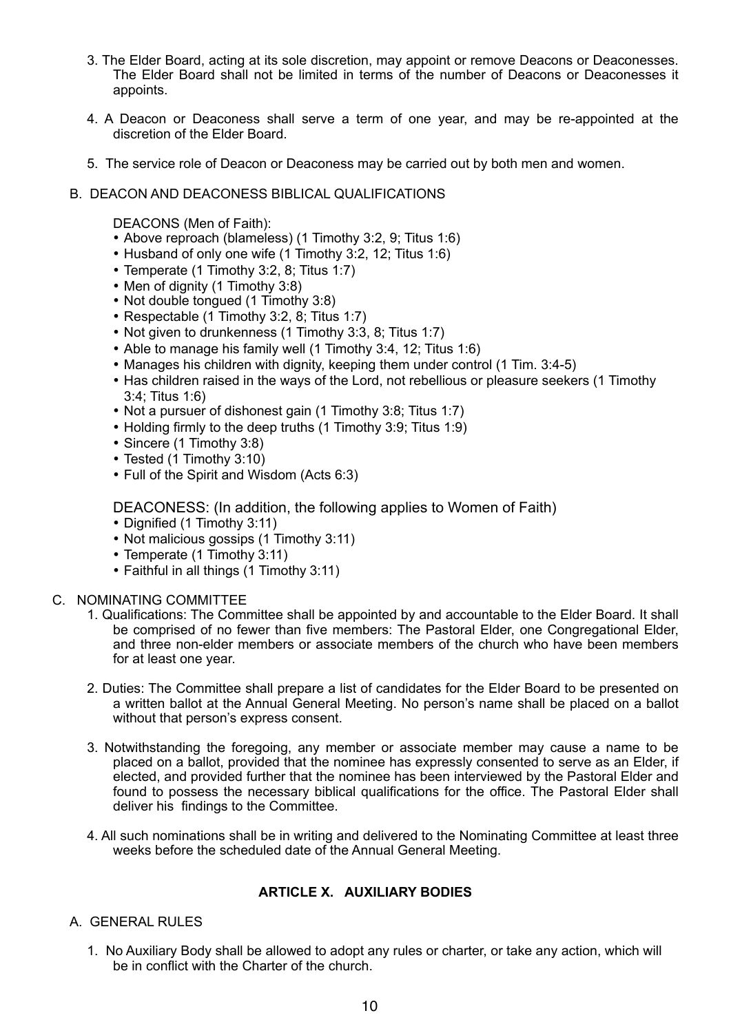3. The Elder Board, acting at its sole discretion, may appoint or remove Deacons or Deaconesses. The Elder Board shall not be limited in terms of the number of Deacons or Deaconesses it appoints.

4. A Deacon or Deaconess shall serve a term of one year, and may be re-appointed at the discretion of the Elder Board.

5. The service role of Deacon or Deaconess may be carried out by both men and women.

B. DEACON AND DEACONESS BIBLICAL QUALIFICATIONS

DEACONS (Men of Faith):

- Above reproach (blameless) (1 Timothy 3:2, 9; Titus 1:6)
- Husband of only one wife (1 Timothy 3:2, 12; Titus 1:6)
- Temperate (1 Timothy 3:2, 8; Titus 1:7)
- Men of dignity (1 Timothy 3:8)
- Not double tongued (1 Timothy 3:8)
- Respectable (1 Timothy 3:2, 8; Titus 1:7)
- Not given to drunkenness (1 Timothy 3:3, 8; Titus 1:7)
- Able to manage his family well (1 Timothy 3:4, 12; Titus 1:6)
- Manages his children with dignity, keeping them under control (1 Tim. 3:4-5)
- Has children raised in the ways of the Lord, not rebellious or pleasure seekers (1 Timothy 3:4; Titus 1:6)
- Not a pursuer of dishonest gain (1 Timothy 3:8; Titus 1:7)
- Holding firmly to the deep truths (1 Timothy 3:9; Titus 1:9)
- Sincere (1 Timothy 3:8)
- Tested (1 Timothy 3:10)
- Full of the Spirit and Wisdom (Acts 6:3)

DEACONESS: (In addition, the following applies to Women of Faith)

- Dignified (1 Timothy 3:11)
- Not malicious gossips (1 Timothy 3:11)
- Temperate (1 Timothy 3:11)
- Faithful in all things (1 Timothy 3:11)

C. NOMINATING COMMITTEE

1. Qualifications: The Committee shall be appointed by and accountable to the Elder Board. It shall be comprised of no fewer than five members: The Pastoral Elder, one Congregational Elder, and three non-elder members or associate members of the church who have been members for at least one year.

2. Duties: The Committee shall prepare a list of candidates for the Elder Board to be presented on a written ballot at the Annual General Meeting. No person's name shall be placed on a ballot without that person's express consent.

3. Notwithstanding the foregoing, any member or associate member may cause a name to be placed on a ballot, provided that the nominee has expressly consented to serve as an Elder, if elected, and provided further that the nominee has been interviewed by the Pastoral Elder and found to possess the necessary biblical qualifications for the office. The Pastoral Elder shall deliver his findings to the Committee.

4. All such nominations shall be in writing and delivered to the Nominating Committee at least three weeks before the scheduled date of the Annual General Meeting.

## ARTICLE X. AUXILIARY BODIES

A. GENERAL RULES

1. No Auxiliary Body shall be allowed to adopt any rules or charter, or take any action, which will be in conflict with the Charter of the church.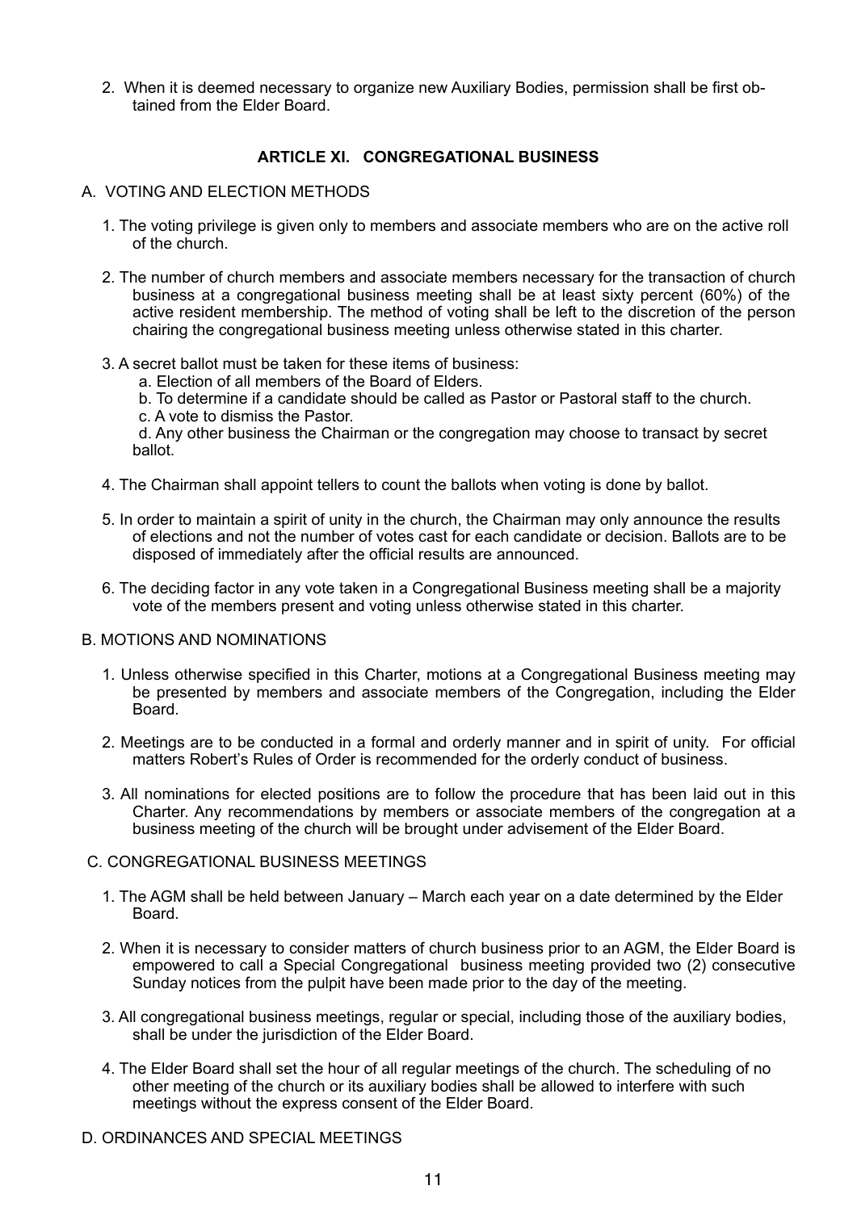2. When it is deemed necessary to organize new Auxiliary Bodies, permission shall be first obtained from the Elder Board.

## ARTICLE XI. CONGREGATIONAL BUSINESS

A. VOTING AND ELECTION METHODS

1. The voting privilege is given only to members and associate members who are on the active roll of the church.

2. The number of church members and associate members necessary for the transaction of church business at a congregational business meeting shall be at least sixty percent (60%) of the active resident membership. The method of voting shall be left to the discretion of the person chairing the congregational business meeting unless otherwise stated in this charter.

3. A secret ballot must be taken for these items of business:
   a. Election of all members of the Board of Elders.
   b. To determine if a candidate should be called as Pastor or Pastoral staff to the church.
   c. A vote to dismiss the Pastor.
   d. Any other business the Chairman or the congregation may choose to transact by secret ballot.

4. The Chairman shall appoint tellers to count the ballots when voting is done by ballot.

5. In order to maintain a spirit of unity in the church, the Chairman may only announce the results of elections and not the number of votes cast for each candidate or decision. Ballots are to be disposed of immediately after the official results are announced.

6. The deciding factor in any vote taken in a Congregational Business meeting shall be a majority vote of the members present and voting unless otherwise stated in this charter.

B. MOTIONS AND NOMINATIONS

1. Unless otherwise specified in this Charter, motions at a Congregational Business meeting may be presented by members and associate members of the Congregation, including the Elder Board.

2. Meetings are to be conducted in a formal and orderly manner and in spirit of unity. For official matters Robert's Rules of Order is recommended for the orderly conduct of business.

3. All nominations for elected positions are to follow the procedure that has been laid out in this Charter. Any recommendations by members or associate members of the congregation at a business meeting of the church will be brought under advisement of the Elder Board.

C. CONGREGATIONAL BUSINESS MEETINGS

1. The AGM shall be held between January – March each year on a date determined by the Elder Board.

2. When it is necessary to consider matters of church business prior to an AGM, the Elder Board is empowered to call a Special Congregational business meeting provided two (2) consecutive Sunday notices from the pulpit have been made prior to the day of the meeting.

3. All congregational business meetings, regular or special, including those of the auxiliary bodies, shall be under the jurisdiction of the Elder Board.

4. The Elder Board shall set the hour of all regular meetings of the church. The scheduling of no other meeting of the church or its auxiliary bodies shall be allowed to interfere with such meetings without the express consent of the Elder Board.

D. ORDINANCES AND SPECIAL MEETINGS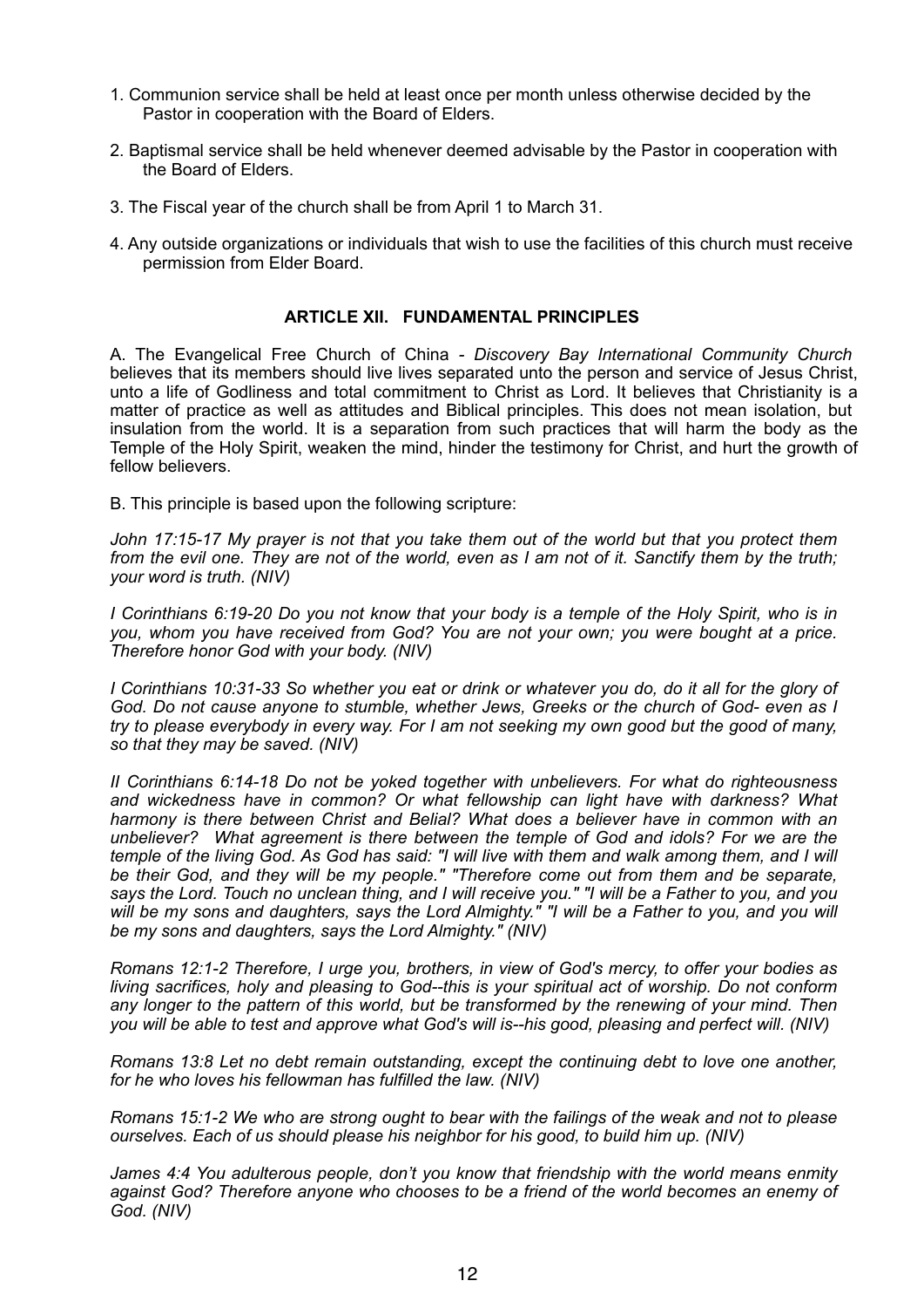1. Communion service shall be held at least once per month unless otherwise decided by the Pastor in cooperation with the Board of Elders.

2. Baptismal service shall be held whenever deemed advisable by the Pastor in cooperation with the Board of Elders.

3. The Fiscal year of the church shall be from April 1 to March 31.

4. Any outside organizations or individuals that wish to use the facilities of this church must receive permission from Elder Board.

## ARTICLE XII. FUNDAMENTAL PRINCIPLES

A. The Evangelical Free Church of China - *Discovery Bay International Community Church* believes that its members should live lives separated unto the person and service of Jesus Christ, unto a life of Godliness and total commitment to Christ as Lord. It believes that Christianity is a matter of practice as well as attitudes and Biblical principles. This does not mean isolation, but insulation from the world. It is a separation from such practices that will harm the body as the Temple of the Holy Spirit, weaken the mind, hinder the testimony for Christ, and hurt the growth of fellow believers.

B. This principle is based upon the following scripture:

*John 17:15-17 My prayer is not that you take them out of the world but that you protect them from the evil one. They are not of the world, even as I am not of it. Sanctify them by the truth; your word is truth. (NIV)*

*I Corinthians 6:19-20 Do you not know that your body is a temple of the Holy Spirit, who is in you, whom you have received from God? You are not your own; you were bought at a price. Therefore honor God with your body. (NIV)*

*I Corinthians 10:31-33 So whether you eat or drink or whatever you do, do it all for the glory of God. Do not cause anyone to stumble, whether Jews, Greeks or the church of God- even as I try to please everybody in every way. For I am not seeking my own good but the good of many, so that they may be saved. (NIV)*

*II Corinthians 6:14-18 Do not be yoked together with unbelievers. For what do righteousness and wickedness have in common? Or what fellowship can light have with darkness? What harmony is there between Christ and Belial? What does a believer have in common with an unbeliever? What agreement is there between the temple of God and idols? For we are the temple of the living God. As God has said: "I will live with them and walk among them, and I will be their God, and they will be my people." "Therefore come out from them and be separate, says the Lord. Touch no unclean thing, and I will receive you." "I will be a Father to you, and you will be my sons and daughters, says the Lord Almighty." "I will be a Father to you, and you will be my sons and daughters, says the Lord Almighty." (NIV)*

*Romans 12:1-2 Therefore, I urge you, brothers, in view of God's mercy, to offer your bodies as living sacrifices, holy and pleasing to God--this is your spiritual act of worship. Do not conform any longer to the pattern of this world, but be transformed by the renewing of your mind. Then you will be able to test and approve what God's will is--his good, pleasing and perfect will. (NIV)*

*Romans 13:8 Let no debt remain outstanding, except the continuing debt to love one another, for he who loves his fellowman has fulfilled the law. (NIV)*

*Romans 15:1-2 We who are strong ought to bear with the failings of the weak and not to please ourselves. Each of us should please his neighbor for his good, to build him up. (NIV)*

*James 4:4 You adulterous people, don't you know that friendship with the world means enmity against God? Therefore anyone who chooses to be a friend of the world becomes an enemy of God. (NIV)*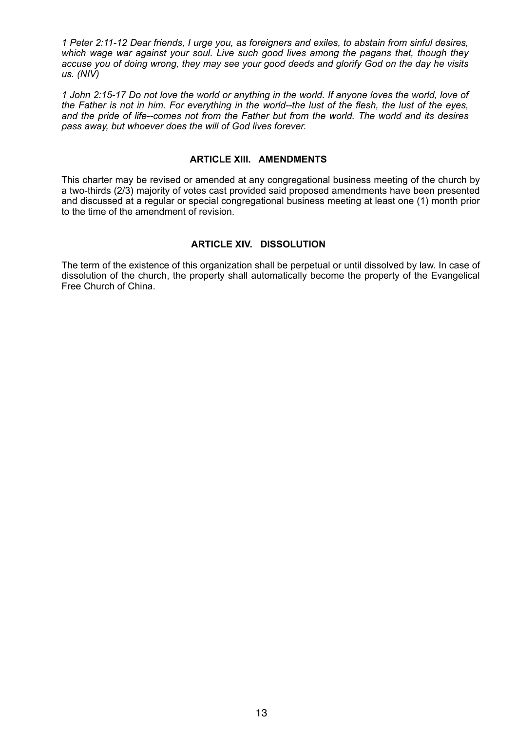*1 Peter 2:11-12 Dear friends, I urge you, as foreigners and exiles, to abstain from sinful desires, which wage war against your soul. Live such good lives among the pagans that, though they accuse you of doing wrong, they may see your good deeds and glorify God on the day he visits us. (NIV)*

*1 John 2:15-17 Do not love the world or anything in the world. If anyone loves the world, love of the Father is not in him. For everything in the world--the lust of the flesh, the lust of the eyes, and the pride of life--comes not from the Father but from the world. The world and its desires pass away, but whoever does the will of God lives forever.*

## ARTICLE XIII. AMENDMENTS

This charter may be revised or amended at any congregational business meeting of the church by a two-thirds (2/3) majority of votes cast provided said proposed amendments have been presented and discussed at a regular or special congregational business meeting at least one (1) month prior to the time of the amendment of revision.

## ARTICLE XIV. DISSOLUTION

The term of the existence of this organization shall be perpetual or until dissolved by law. In case of dissolution of the church, the property shall automatically become the property of the Evangelical Free Church of China.